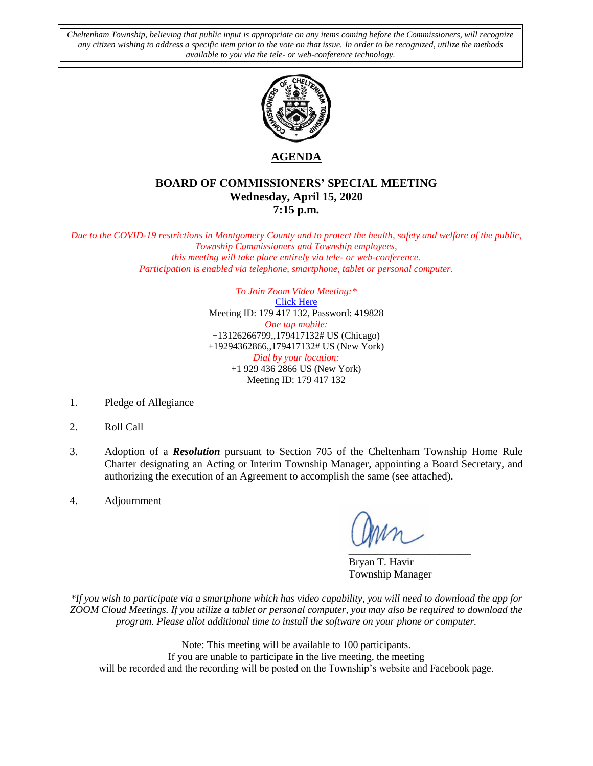*Cheltenham Township, believing that public input is appropriate on any items coming before the Commissioners, will recognize any citizen wishing to address a specific item prior to the vote on that issue. In order to be recognized, utilize the methods available to you via the tele- or web-conference technology.*

# AGENDA

## BOARD OF COMMISSIONERS' SPECIAL MEETING
**Wednesday, April 15, 2020**
**7:15 p.m.**

*Due to the COVID-19 restrictions in Montgomery County and to protect the health, safety and welfare of the public, Township Commissioners and Township employees, this meeting will take place entirely via tele- or web-conference. Participation is enabled via telephone, smartphone, tablet or personal computer.*

*To Join Zoom Video Meeting:\**
Click Here
Meeting ID: 179 417 132, Password: 419828
*One tap mobile:*
+13126266799,,179417132# US (Chicago)
+19294362866,,179417132# US (New York)
*Dial by your location:*
+1 929 436 2866 US (New York)
Meeting ID: 179 417 132

1. Pledge of Allegiance
2. Roll Call
3. Adoption of a ***Resolution*** pursuant to Section 705 of the Cheltenham Township Home Rule Charter designating an Acting or Interim Township Manager, appointing a Board Secretary, and authorizing the execution of an Agreement to accomplish the same (see attached).
4. Adjournment

Bryan T. Havir
Township Manager

*\*If you wish to participate via a smartphone which has video capability, you will need to download the app for ZOOM Cloud Meetings. If you utilize a tablet or personal computer, you may also be required to download the program. Please allot additional time to install the software on your phone or computer.*

Note: This meeting will be available to 100 participants.
If you are unable to participate in the live meeting, the meeting will be recorded and the recording will be posted on the Township's website and Facebook page.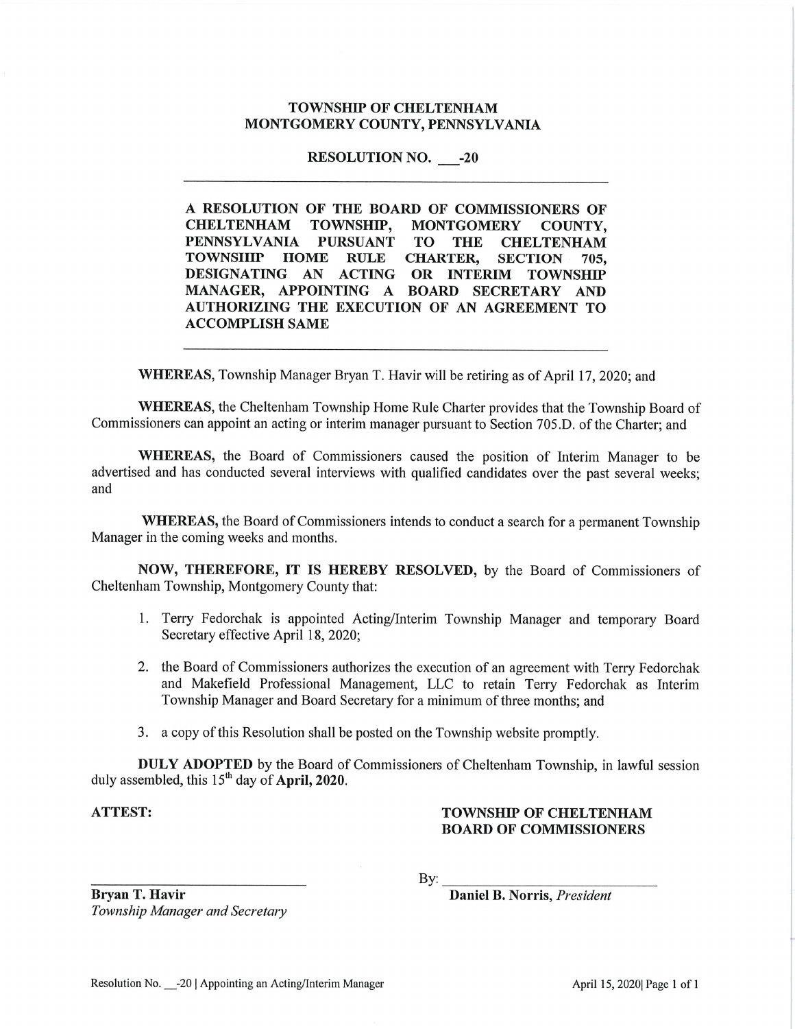**TOWNSHIP OF CHELTENHAM**
**MONTGOMERY COUNTY, PENNSYLVANIA**

**RESOLUTION NO. \_\_\_-20**

---

**A RESOLUTION OF THE BOARD OF COMMISSIONERS OF CHELTENHAM TOWNSHIP, MONTGOMERY COUNTY, PENNSYLVANIA PURSUANT TO THE CHELTENHAM TOWNSHIP HOME RULE CHARTER, SECTION 705, DESIGNATING AN ACTING OR INTERIM TOWNSHIP MANAGER, APPOINTING A BOARD SECRETARY AND AUTHORIZING THE EXECUTION OF AN AGREEMENT TO ACCOMPLISH SAME**

---

**WHEREAS,** Township Manager Bryan T. Havir will be retiring as of April 17, 2020; and

**WHEREAS,** the Cheltenham Township Home Rule Charter provides that the Township Board of Commissioners can appoint an acting or interim manager pursuant to Section 705.D. of the Charter; and

**WHEREAS,** the Board of Commissioners caused the position of Interim Manager to be advertised and has conducted several interviews with qualified candidates over the past several weeks; and

**WHEREAS,** the Board of Commissioners intends to conduct a search for a permanent Township Manager in the coming weeks and months.

**NOW, THEREFORE, IT IS HEREBY RESOLVED,** by the Board of Commissioners of Cheltenham Township, Montgomery County that:

1. Terry Fedorchak is appointed Acting/Interim Township Manager and temporary Board Secretary effective April 18, 2020;
2. the Board of Commissioners authorizes the execution of an agreement with Terry Fedorchak and Makefield Professional Management, LLC to retain Terry Fedorchak as Interim Township Manager and Board Secretary for a minimum of three months; and
3. a copy of this Resolution shall be posted on the Township website promptly.

**DULY ADOPTED** by the Board of Commissioners of Cheltenham Township, in lawful session duly assembled, this 15th day of **April, 2020**.

**ATTEST:**

**TOWNSHIP OF CHELTENHAM BOARD OF COMMISSIONERS**

\_\_\_\_\_\_\_\_\_\_\_\_\_\_\_\_\_\_\_\_\_\_\_\_\_\_\_\_\_\_

**Bryan T. Havir**
*Township Manager and Secretary*

By: \_\_\_\_\_\_\_\_\_\_\_\_\_\_\_\_\_\_\_\_\_\_\_\_\_\_\_\_\_\_

**Daniel B. Norris,** *President*